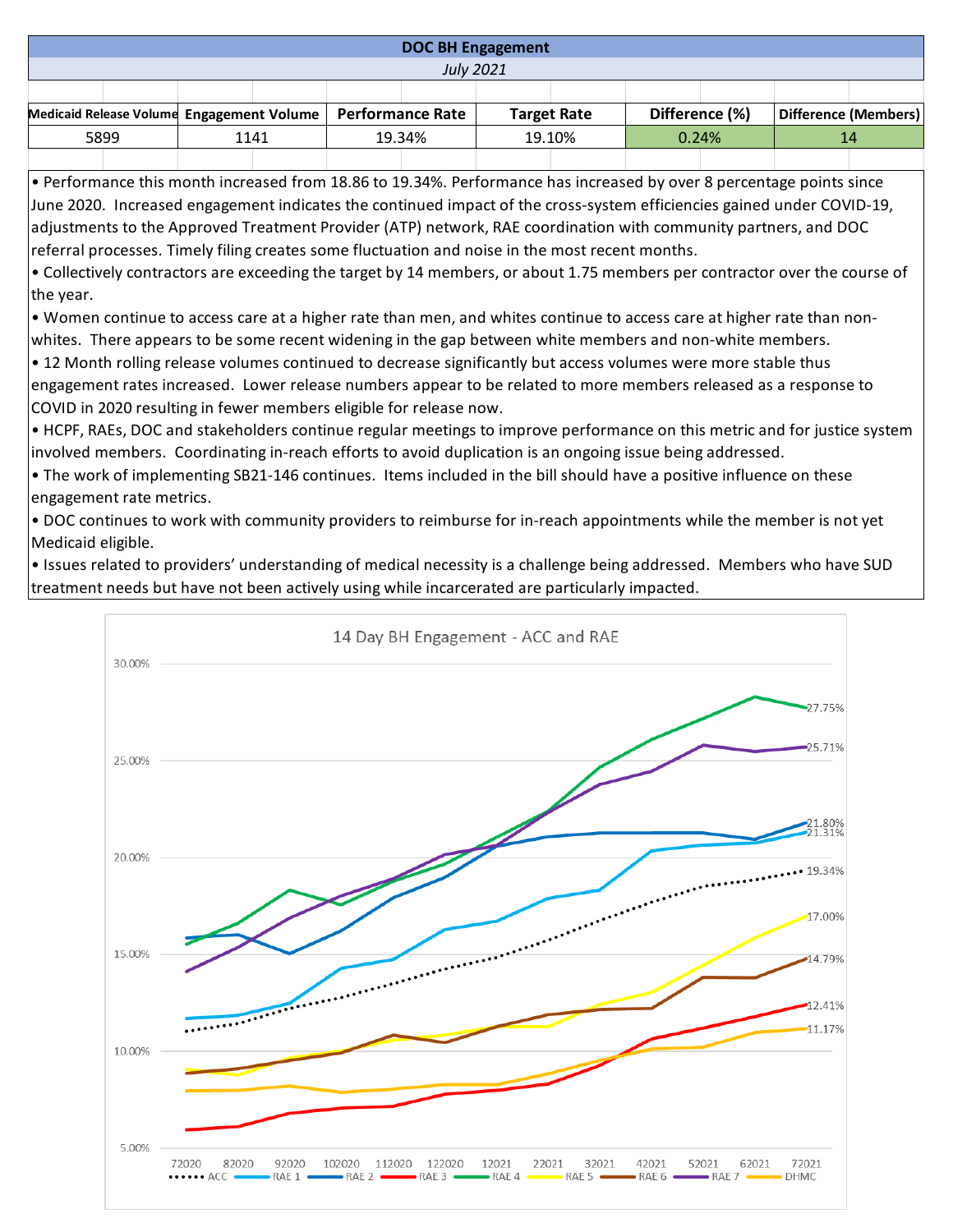## DOC BH Engagement

*July 2021*

| Medicaid Release Volume | Engagement Volume | Performance Rate | Target Rate | Difference (%) | Difference (Members) |
|---|---|---|---|---|---|
| 5899 | 1141 | 19.34% | 19.10% | 0.24% | 14 |

- Performance this month increased from 18.86 to 19.34%. Performance has increased by over 8 percentage points since June 2020. Increased engagement indicates the continued impact of the cross-system efficiencies gained under COVID-19, adjustments to the Approved Treatment Provider (ATP) network, RAE coordination with community partners, and DOC referral processes. Timely filing creates some fluctuation and noise in the most recent months.
- Collectively contractors are exceeding the target by 14 members, or about 1.75 members per contractor over the course of the year.
- Women continue to access care at a higher rate than men, and whites continue to access care at higher rate than non-whites. There appears to be some recent widening in the gap between white members and non-white members.
- 12 Month rolling release volumes continued to decrease significantly but access volumes were more stable thus engagement rates increased. Lower release numbers appear to be related to more members released as a response to COVID in 2020 resulting in fewer members eligible for release now.
- HCPF, RAEs, DOC and stakeholders continue regular meetings to improve performance on this metric and for justice system involved members. Coordinating in-reach efforts to avoid duplication is an ongoing issue being addressed.
- The work of implementing SB21-146 continues. Items included in the bill should have a positive influence on these engagement rate metrics.
- DOC continues to work with community providers to reimburse for in-reach appointments while the member is not yet Medicaid eligible.
- Issues related to providers' understanding of medical necessity is a challenge being addressed. Members who have SUD treatment needs but have not been actively using while incarcerated are particularly impacted.

**14 Day BH Engagement - ACC and RAE**

Final values (72021): RAE 4: 27.75%; RAE 7: 25.71%; RAE 2: 21.80%; RAE 1: 21.31%; ACC: 19.34%; RAE 5: 17.00%; RAE 6: 14.79%; RAE 3: 12.41%; DHMC: 11.17%

X-axis: 72020, 82020, 92020, 102020, 112020, 122020, 12021, 22021, 32021, 42021, 52021, 62021, 72021

Y-axis: 5.00%, 10.00%, 15.00%, 20.00%, 25.00%, 30.00%

Legend: ACC, RAE 1, RAE 2, RAE 3, RAE 4, RAE 5, RAE 6, RAE 7, DHMC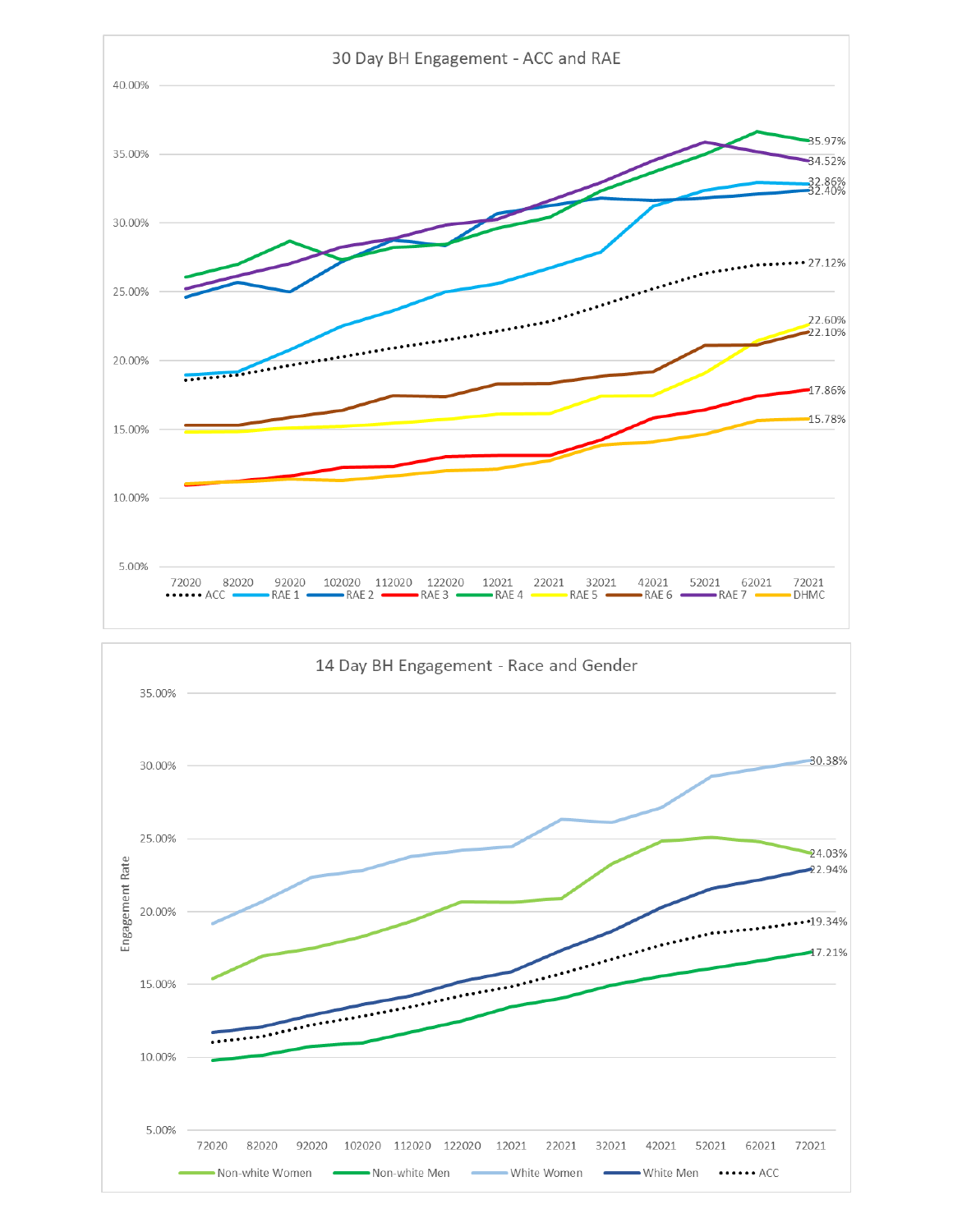## 30 Day BH Engagement - ACC and RAE

| Series | End value (72021) |
|---|---|
| RAE 4 | 35.97% |
| RAE 7 | 34.52% |
| RAE 1 | 32.86% |
| RAE 2 | 32.40% |
| ACC | 27.12% |
| RAE 5 | 22.60% |
| RAE 6 | 22.10% |
| RAE 3 | 17.86% |
| DHMC | 15.78% |

Y-axis: 5.00% to 40.00%. X-axis: 72020, 82020, 92020, 102020, 112020, 122020, 12021, 22021, 32021, 42021, 52021, 62021, 72021

Legend: ACC, RAE 1, RAE 2, RAE 3, RAE 4, RAE 5, RAE 6, RAE 7, DHMC

## 14 Day BH Engagement - Race and Gender

| Series | End value (72021) |
|---|---|
| White Women | 30.38% |
| Non-white Women | 24.03% |
| White Men | 22.94% |
| ACC | 19.34% |
| Non-white Men | 17.21% |

Y-axis: Engagement Rate, 5.00% to 35.00%. X-axis: 72020, 82020, 92020, 102020, 112020, 122020, 12021, 22021, 32021, 42021, 52021, 62021, 72021

Legend: Non-white Women, Non-white Men, White Women, White Men, ACC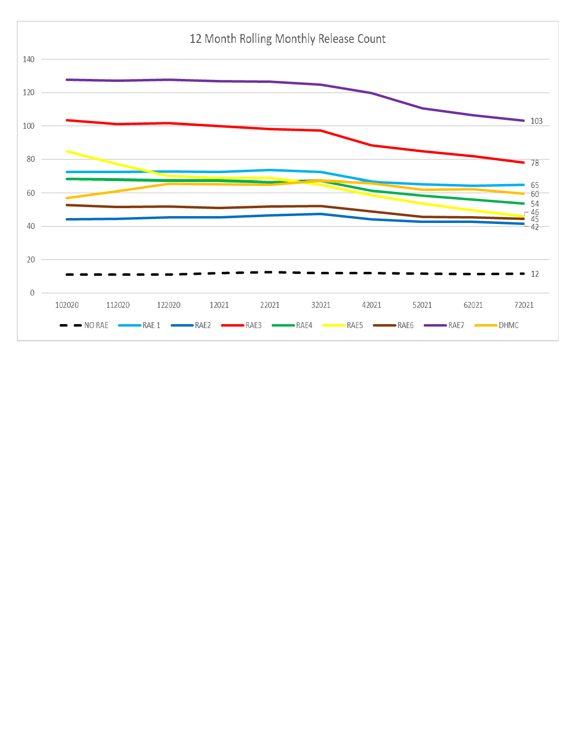12 Month Rolling Monthly Release Count

140
120
100
80
60
40
20
0

102020
112020
122020
12021
22021
32021
42021
52021
62021
72021

103
78
65
60
54
46
45
42
12

NO RAE
RAE 1
RAE2
RAE3
RAE4
RAE5
RAE6
RAE7
DHMC